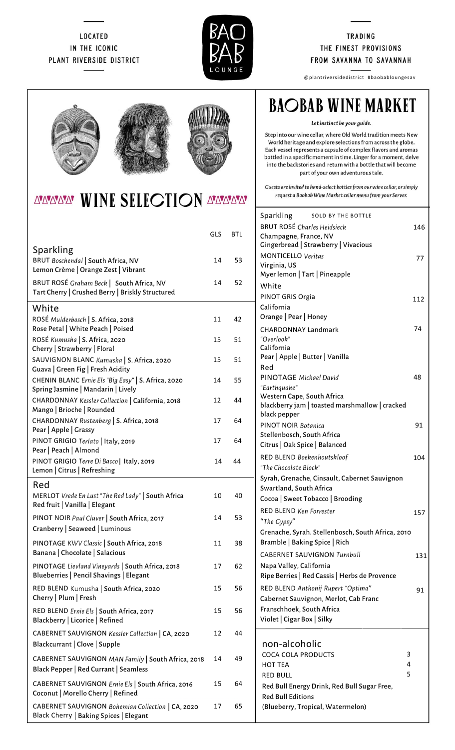LOCATED IN THE ICONIC PLANT RIVERSIDE DISTRICT

BAOBAB LOUNGE

TRADING THE FINEST PROVISIONS FROM SAVANNA TO SAVANNAH

@plantriversidedistrict #baobabloungesav

# WINE SELECTION

| | GLS | BTL |
|---|---|---|
| **Sparkling** | | |
| BRUT *Boschendal* \| South Africa, NV<br>Lemon Crème \| Orange Zest \| Vibrant | 14 | 53 |
| BRUT ROSÉ *Graham Beck* \| South Africa, NV<br>Tart Cherry \| Crushed Berry \| Briskly Structured | 14 | 52 |
| **White** | | |
| ROSÉ *Mulderbosch* \| S. Africa, 2018<br>Rose Petal \| White Peach \| Poised | 11 | 42 |
| ROSÉ *Kumusha* \| S. Africa, 2020<br>Cherry \| Strawberry \| Floral | 15 | 51 |
| SAUVIGNON BLANC *Kumusha* \| S. Africa, 2020<br>Guava \| Green Fig \| Fresh Acidity | 15 | 51 |
| CHENIN BLANC *Ernie Els "Big Easy"* \| S. Africa, 2020<br>Spring Jasmine \| Mandarin \| Lively | 14 | 55 |
| CHARDONNAY *Kessler Collection* \| California, 2018<br>Mango \| Brioche \| Rounded | 12 | 44 |
| CHARDONNAY *Rustenberg* \| S. Africa, 2018<br>Pear \| Apple \| Grassy | 17 | 64 |
| PINOT GRIGIO *Terlato* \| Italy, 2019<br>Pear \| Peach \| Almond | 17 | 64 |
| PINOT GRIGIO *Terre Di Bacco* \| Italy, 2019<br>Lemon \| Citrus \| Refreshing | 14 | 44 |
| **Red** | | |
| MERLOT *Vrede En Lust "The Red Lady"* \| South Africa<br>Red fruit \| Vanilla \| Elegant | 10 | 40 |
| PINOT NOIR *Paul Cluver* \| South Africa, 2017<br>Cranberry \| Seaweed \| Luminous | 14 | 53 |
| PINOTAGE *KWV Classic* \| South Africa, 2018<br>Banana \| Chocolate \| Salacious | 11 | 38 |
| PINOTAGE *Lievland Vineyards* \| South Africa, 2018<br>Blueberries \| Pencil Shavings \| Elegant | 17 | 62 |
| RED BLEND Kumusha \| South Africa, 2020<br>Cherry \| Plum \| Fresh | 15 | 56 |
| RED BLEND *Ernie Els* \| South Africa, 2017<br>Blackberry \| Licorice \| Refined | 15 | 56 |
| CABERNET SAUVIGNON *Kessler Collection* \| CA, 2020<br>Blackcurrant \| Clove \| Supple | 12 | 44 |
| CABERNET SAUVIGNON *MAN Family* \| South Africa, 2018<br>Black Pepper \| Red Currant \| Seamless | 14 | 49 |
| CABERNET SAUVIGNON *Ernie Els* \| South Africa, 2016<br>Coconut \| Morello Cherry \| Refined | 15 | 64 |
| CABERNET SAUVIGNON *Bohemian Collection* \| CA, 2020<br>Black Cherry \| Baking Spices \| Elegant | 17 | 65 |

# BAOBAB WINE MARKET

*Let instinct be your guide.*

Step into our wine cellar, where Old World tradition meets New World heritage and explore selections from across the globe. Each vessel represents a capsule of complex flavors and aromas bottled in a specific moment in time. Linger for a moment, delve into the backstories and return with a bottle that will become part of your own adventurous tale.

*Guests are invited to hand-select bottles from our wine cellar, or simply request a Baobab Wine Market cellar menu from your Server.*

| Sparkling — SOLD BY THE BOTTLE | |
|---|---|
| BRUT ROSÉ *Charles Heidsieck*<br>Champagne, France, NV<br>Gingerbread \| Strawberry \| Vivacious | 146 |
| MONTICELLO *Veritas*<br>Virginia, US<br>Myer lemon \| Tart \| Pineapple | 77 |
| **White** | |
| PINOT GRIS Orgia<br>California<br>Orange \| Pear \| Honey | 112 |
| CHARDONNAY Landmark<br>*"Overlook"*<br>California<br>Pear \| Apple \| Butter \| Vanilla | 74 |
| **Red** | |
| PINOTAGE *Michael David*<br>*"Earthquake"*<br>Western Cape, South Africa<br>blackberry jam \| toasted marshmallow \| cracked black pepper | 48 |
| PINOT NOIR *Botanica*<br>Stellenbosch, South Africa<br>Citrus \| Oak Spice \| Balanced | 91 |
| RED BLEND *Boekenhoutskloof*<br>*"The Chocolate Block"*<br>Syrah, Grenache, Cinsault, Cabernet Sauvignon<br>Swartland, South Africa<br>Cocoa \| Sweet Tobacco \| Brooding | 104 |
| RED BLEND *Ken Forrester*<br>*"The Gypsy"*<br>Grenache, Syrah. Stellenbosch, South Africa, 2010<br>Bramble \| Baking Spice \| Rich | 157 |
| CABERNET SAUVIGNON *Turnbull*<br>Napa Valley, California<br>Ripe Berries \| Red Cassis \| Herbs de Provence | 131 |
| RED BLEND *Anthonij Rupert "Optima"*<br>Cabernet Sauvignon, Merlot, Cab Franc<br>Franschhoek, South Africa<br>Violet \| Cigar Box \| Silky | 91 |

## non-alcoholic

| | |
|---|---|
| COCA COLA PRODUCTS | 3 |
| HOT TEA | 4 |
| RED BULL<br>Red Bull Energy Drink, Red Bull Sugar Free, Red Bull Editions (Blueberry, Tropical, Watermelon) | 5 |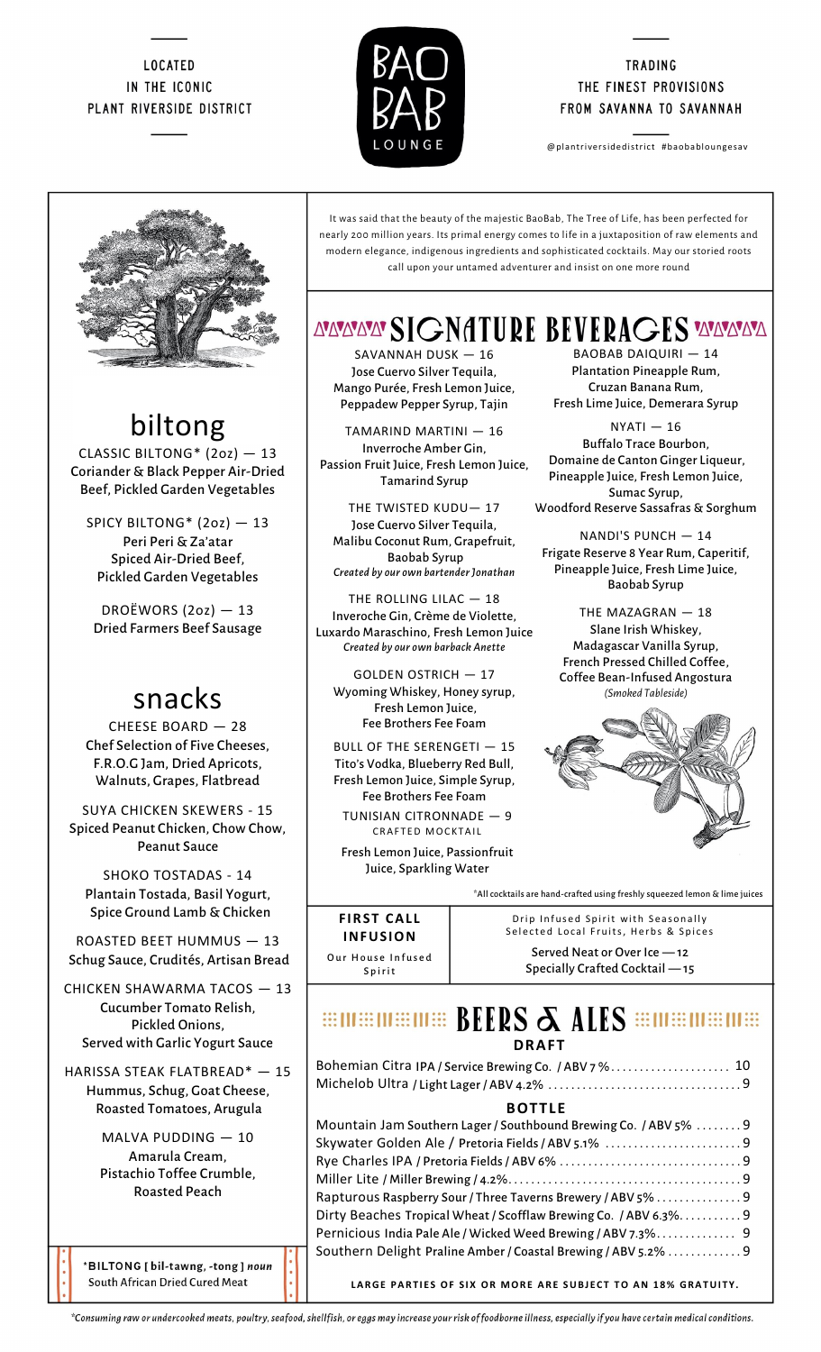LOCATED
IN THE ICONIC
PLANT RIVERSIDE DISTRICT

BAO BAB LOUNGE

TRADING
THE FINEST PROVISIONS
FROM SAVANNA TO SAVANNAH

@plantriversidedistrict #baobabloungesav

# biltong

CLASSIC BILTONG* (2oz) — 13
Coriander & Black Pepper Air-Dried Beef, Pickled Garden Vegetables

SPICY BILTONG* (2oz) — 13
Peri Peri & Za'atar Spiced Air-Dried Beef, Pickled Garden Vegetables

DROËWORS (2oz) — 13
Dried Farmers Beef Sausage

# snacks

CHEESE BOARD — 28
Chef Selection of Five Cheeses, F.R.O.G Jam, Dried Apricots, Walnuts, Grapes, Flatbread

SUYA CHICKEN SKEWERS - 15
Spiced Peanut Chicken, Chow Chow, Peanut Sauce

SHOKO TOSTADAS - 14
Plantain Tostada, Basil Yogurt, Spice Ground Lamb & Chicken

ROASTED BEET HUMMUS — 13
Schug Sauce, Crudités, Artisan Bread

CHICKEN SHAWARMA TACOS — 13
Cucumber Tomato Relish, Pickled Onions, Served with Garlic Yogurt Sauce

HARISSA STEAK FLATBREAD* — 15
Hummus, Schug, Goat Cheese, Roasted Tomatoes, Arugula

MALVA PUDDING — 10
Amarula Cream, Pistachio Toffee Crumble, Roasted Peach

*BILTONG [ bil-tawng, -tong ] *noun*
South African Dried Cured Meat

It was said that the beauty of the majestic BaoBab, The Tree of Life, has been perfected for nearly 200 million years. Its primal energy comes to life in a juxtaposition of raw elements and modern elegance, indigenous ingredients and sophisticated cocktails. May our storied roots call upon your untamed adventurer and insist on one more round

# SIGNATURE BEVERAGES

SAVANNAH DUSK — 16
Jose Cuervo Silver Tequila, Mango Purée, Fresh Lemon Juice, Peppadew Pepper Syrup, Tajin

TAMARIND MARTINI — 16
Inverroche Amber Gin, Passion Fruit Juice, Fresh Lemon Juice, Tamarind Syrup

THE TWISTED KUDU— 17
Jose Cuervo Silver Tequila, Malibu Coconut Rum, Grapefruit, Baobab Syrup
*Created by our own bartender Jonathan*

THE ROLLING LILAC — 18
Inveroche Gin, Crème de Violette, Luxardo Maraschino, Fresh Lemon Juice
*Created by our own barback Anette*

GOLDEN OSTRICH — 17
Wyoming Whiskey, Honey syrup, Fresh Lemon Juice, Fee Brothers Fee Foam

BULL OF THE SERENGETI — 15
Tito's Vodka, Blueberry Red Bull, Fresh Lemon Juice, Simple Syrup, Fee Brothers Fee Foam

TUNISIAN CITRONNADE — 9
CRAFTED MOCKTAIL
Fresh Lemon Juice, Passionfruit Juice, Sparkling Water

BAOBAB DAIQUIRI — 14
Plantation Pineapple Rum, Cruzan Banana Rum, Fresh Lime Juice, Demerara Syrup

NYATI — 16
Buffalo Trace Bourbon, Domaine de Canton Ginger Liqueur, Pineapple Juice, Fresh Lemon Juice, Sumac Syrup, Woodford Reserve Sassafras & Sorghum

NANDI'S PUNCH — 14
Frigate Reserve 8 Year Rum, Caperitif, Pineapple Juice, Fresh Lime Juice, Baobab Syrup

THE MAZAGRAN — 18
Slane Irish Whiskey, Madagascar Vanilla Syrup, French Pressed Chilled Coffee, Coffee Bean-Infused Angostura
*(Smoked Tableside)*

*All cocktails are hand-crafted using freshly squeezed lemon & lime juices

**FIRST CALL INFUSION**
Our House Infused Spirit

Drip Infused Spirit with Seasonally Selected Local Fruits, Herbs & Spices

Served Neat or Over Ice — 12
Specially Crafted Cocktail — 15

# BEERS & ALES

## DRAFT

Bohemian Citra IPA / Service Brewing Co. / ABV 7% .......... 10
Michelob Ultra / Light Lager / ABV 4.2% .......... 9

## BOTTLE

Mountain Jam Southern Lager / Southbound Brewing Co. / ABV 5% .......... 9
Skywater Golden Ale / Pretoria Fields / ABV 5.1% .......... 9
Rye Charles IPA / Pretoria Fields / ABV 6% .......... 9
Miller Lite / Miller Brewing / 4.2% .......... 9
Rapturous Raspberry Sour / Three Taverns Brewery / ABV 5% .......... 9
Dirty Beaches Tropical Wheat / Scofflaw Brewing Co. / ABV 6.3% .......... 9
Pernicious India Pale Ale / Wicked Weed Brewing / ABV 7.3% .......... 9
Southern Delight Praline Amber / Coastal Brewing / ABV 5.2% .......... 9

LARGE PARTIES OF SIX OR MORE ARE SUBJECT TO AN 18% GRATUITY.

*Consuming raw or undercooked meats, poultry, seafood, shellfish, or eggs may increase your risk of foodborne illness, especially if you have certain medical conditions.*